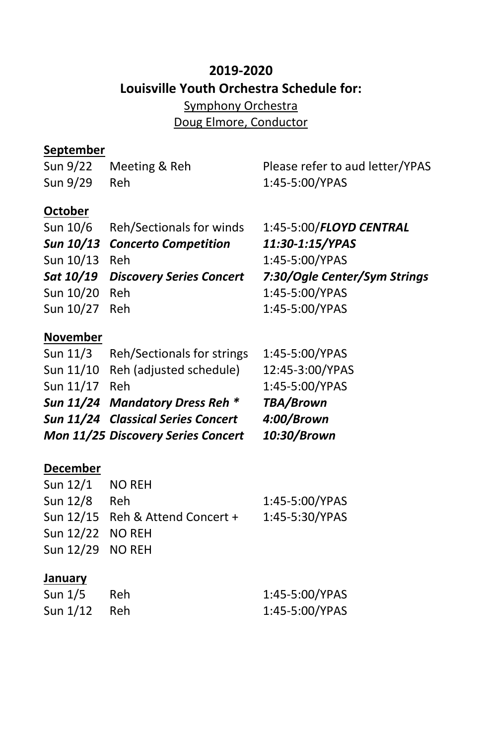**2019-2020**

**Louisville Youth Orchestra Schedule for:**

Symphony Orchestra

Doug Elmore, Conductor

**September**

| | | |
|---|---|---|
| Sun 9/22 | Meeting & Reh | Please refer to aud letter/YPAS |
| Sun 9/29 | Reh | 1:45-5:00/YPAS |

**October**

| | | |
|---|---|---|
| Sun 10/6 | Reh/Sectionals for winds | 1:45-5:00/***FLOYD CENTRAL*** |
| ***Sun 10/13*** | ***Concerto Competition*** | ***11:30-1:15/YPAS*** |
| Sun 10/13 | Reh | 1:45-5:00/YPAS |
| ***Sat 10/19*** | ***Discovery Series Concert*** | ***7:30/Ogle Center/Sym Strings*** |
| Sun 10/20 | Reh | 1:45-5:00/YPAS |
| Sun 10/27 | Reh | 1:45-5:00/YPAS |

**November**

| | | |
|---|---|---|
| Sun 11/3 | Reh/Sectionals for strings | 1:45-5:00/YPAS |
| Sun 11/10 | Reh (adjusted schedule) | 12:45-3:00/YPAS |
| Sun 11/17 | Reh | 1:45-5:00/YPAS |
| ***Sun 11/24*** | ***Mandatory Dress Reh **** | ***TBA/Brown*** |
| ***Sun 11/24*** | ***Classical Series Concert*** | ***4:00/Brown*** |
| ***Mon 11/25*** | ***Discovery Series Concert*** | ***10:30/Brown*** |

**December**

| | | |
|---|---|---|
| Sun 12/1 | NO REH | |
| Sun 12/8 | Reh | 1:45-5:00/YPAS |
| Sun 12/15 | Reh & Attend Concert + | 1:45-5:30/YPAS |
| Sun 12/22 | NO REH | |
| Sun 12/29 | NO REH | |

**January**

| | | |
|---|---|---|
| Sun 1/5 | Reh | 1:45-5:00/YPAS |
| Sun 1/12 | Reh | 1:45-5:00/YPAS |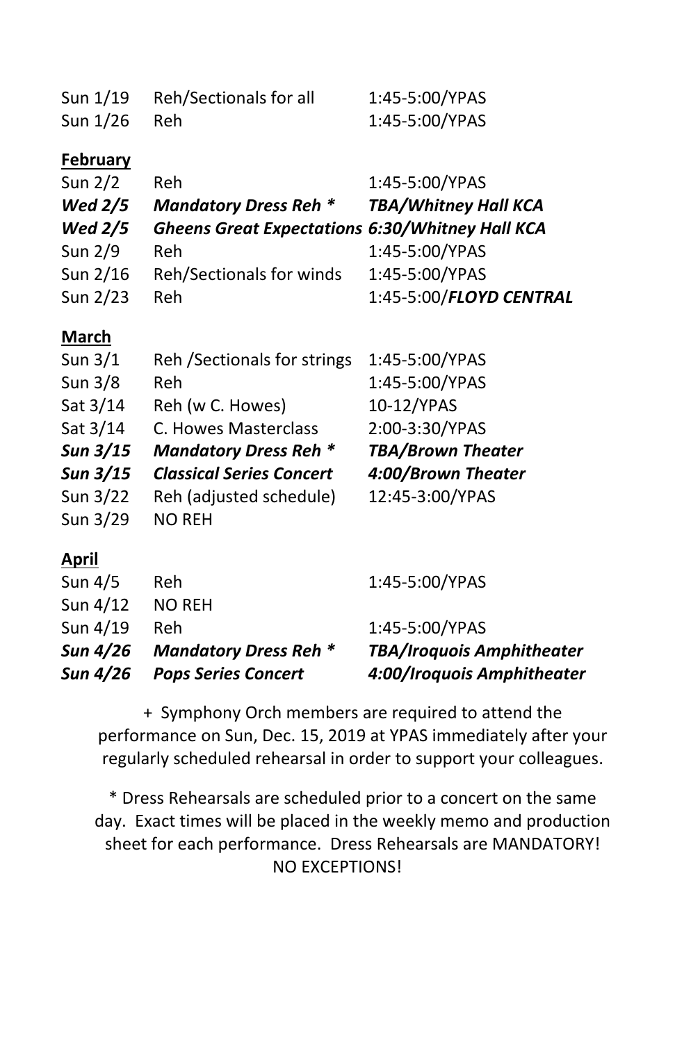| | | |
|---|---|---|
| Sun 1/19 | Reh/Sectionals for all | 1:45-5:00/YPAS |
| Sun 1/26 | Reh | 1:45-5:00/YPAS |

**February**

| | | |
|---|---|---|
| Sun 2/2 | Reh | 1:45-5:00/YPAS |
| ***Wed 2/5*** | ***Mandatory Dress Reh **** | ***TBA/Whitney Hall KCA*** |
| ***Wed 2/5*** | ***Gheens Great Expectations*** | ***6:30/Whitney Hall KCA*** |
| Sun 2/9 | Reh | 1:45-5:00/YPAS |
| Sun 2/16 | Reh/Sectionals for winds | 1:45-5:00/YPAS |
| Sun 2/23 | Reh | 1:45-5:00/***FLOYD CENTRAL*** |

**March**

| | | |
|---|---|---|
| Sun 3/1 | Reh /Sectionals for strings | 1:45-5:00/YPAS |
| Sun 3/8 | Reh | 1:45-5:00/YPAS |
| Sat 3/14 | Reh (w C. Howes) | 10-12/YPAS |
| Sat 3/14 | C. Howes Masterclass | 2:00-3:30/YPAS |
| ***Sun 3/15*** | ***Mandatory Dress Reh **** | ***TBA/Brown Theater*** |
| ***Sun 3/15*** | ***Classical Series Concert*** | ***4:00/Brown Theater*** |
| Sun 3/22 | Reh (adjusted schedule) | 12:45-3:00/YPAS |
| Sun 3/29 | NO REH | |

**April**

| | | |
|---|---|---|
| Sun 4/5 | Reh | 1:45-5:00/YPAS |
| Sun 4/12 | NO REH | |
| Sun 4/19 | Reh | 1:45-5:00/YPAS |
| ***Sun 4/26*** | ***Mandatory Dress Reh **** | ***TBA/Iroquois Amphitheater*** |
| ***Sun 4/26*** | ***Pops Series Concert*** | ***4:00/Iroquois Amphitheater*** |

+ Symphony Orch members are required to attend the performance on Sun, Dec. 15, 2019 at YPAS immediately after your regularly scheduled rehearsal in order to support your colleagues.

* Dress Rehearsals are scheduled prior to a concert on the same day. Exact times will be placed in the weekly memo and production sheet for each performance. Dress Rehearsals are MANDATORY! NO EXCEPTIONS!